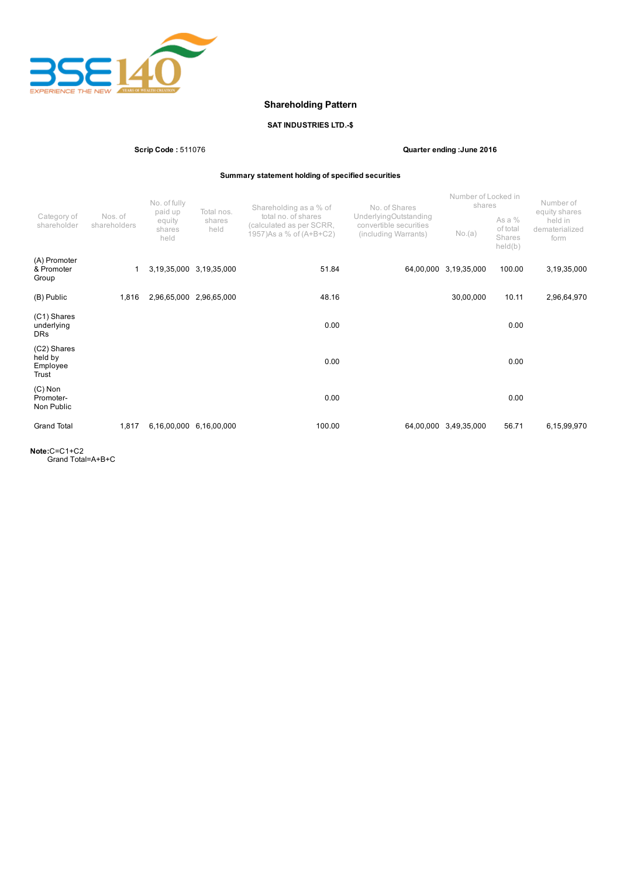# Shareholding Pattern

**SAT INDUSTRIES LTD.-$**

**Scrip Code :** 511076 **Quarter ending :June 2016**

**Summary statement holding of specified securities**

| Category of shareholder | Nos. of shareholders | No. of fully paid up equity shares held | Total nos. shares held | Shareholding as a % of total no. of shares (calculated as per SCRR, 1957)As a % of (A+B+C2) | No. of Shares UnderlyingOutstanding convertible securities (including Warrants) | Number of Locked in shares | | Number of equity shares held in dematerialized form |
|---|---|---|---|---|---|---|---|---|
| | | | | | | No.(a) | As a % of total Shares held(b) | |
| (A) Promoter & Promoter Group | 1 | 3,19,35,000 | 3,19,35,000 | 51.84 | 64,00,000 | 3,19,35,000 | 100.00 | 3,19,35,000 |
| (B) Public | 1,816 | 2,96,65,000 | 2,96,65,000 | 48.16 | | 30,00,000 | 10.11 | 2,96,64,970 |
| (C1) Shares underlying DRs | | | | 0.00 | | | 0.00 | |
| (C2) Shares held by Employee Trust | | | | 0.00 | | | 0.00 | |
| (C) Non Promoter-Non Public | | | | 0.00 | | | 0.00 | |
| Grand Total | 1,817 | 6,16,00,000 | 6,16,00,000 | 100.00 | 64,00,000 | 3,49,35,000 | 56.71 | 6,15,99,970 |

**Note:**C=C1+C2
Grand Total=A+B+C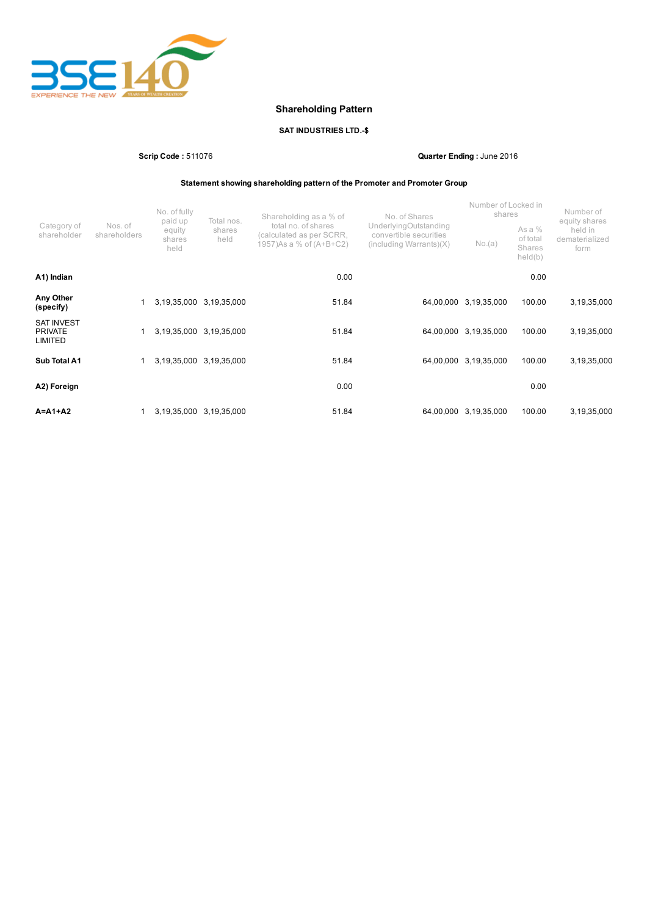## Shareholding Pattern

**SAT INDUSTRIES LTD.-$**

**Scrip Code :** 511076 **Quarter Ending :** June 2016

**Statement showing shareholding pattern of the Promoter and Promoter Group**

| Category of shareholder | Nos. of shareholders | No. of fully paid up equity shares held | Total nos. shares held | Shareholding as a % of total no. of shares (calculated as per SCRR, 1957)As a % of (A+B+C2) | No. of Shares UnderlyingOutstanding convertible securities (including Warrants)(X) | Number of Locked in shares | | Number of equity shares held in dematerialized form |
|---|---|---|---|---|---|---|---|---|
| | | | | | | No.(a) | As a % of total Shares held(b) | |
| **A1) Indian** | | | | 0.00 | | | 0.00 | |
| **Any Other (specify)** | 1 | 3,19,35,000 | 3,19,35,000 | 51.84 | 64,00,000 | 3,19,35,000 | 100.00 | 3,19,35,000 |
| SAT INVEST PRIVATE LIMITED | 1 | 3,19,35,000 | 3,19,35,000 | 51.84 | 64,00,000 | 3,19,35,000 | 100.00 | 3,19,35,000 |
| **Sub Total A1** | 1 | 3,19,35,000 | 3,19,35,000 | 51.84 | 64,00,000 | 3,19,35,000 | 100.00 | 3,19,35,000 |
| **A2) Foreign** | | | | 0.00 | | | 0.00 | |
| **A=A1+A2** | 1 | 3,19,35,000 | 3,19,35,000 | 51.84 | 64,00,000 | 3,19,35,000 | 100.00 | 3,19,35,000 |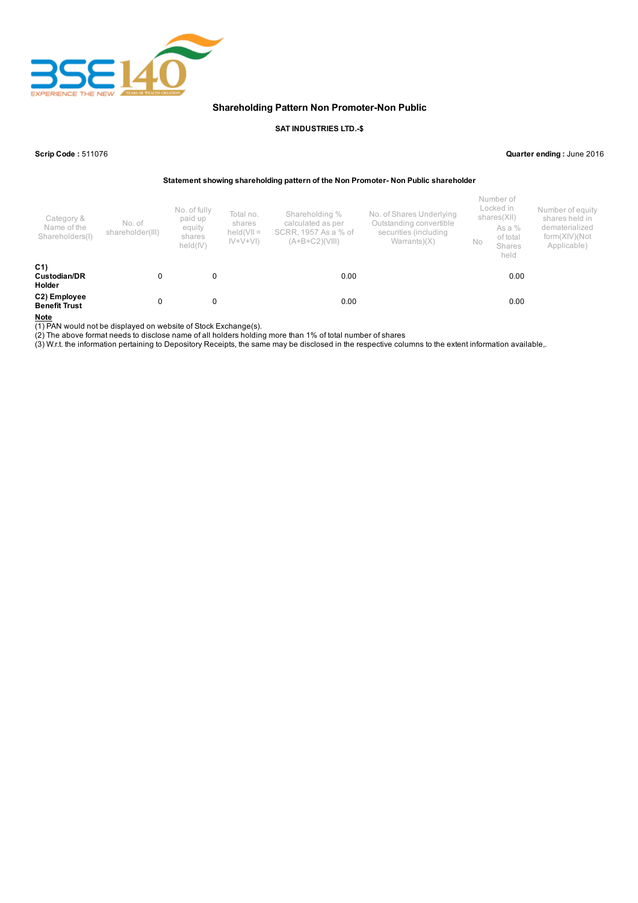## Shareholding Pattern Non Promoter-Non Public

**SAT INDUSTRIES LTD.-$**

**Scrip Code :** 511076

**Quarter ending :** June 2016

**Statement showing shareholding pattern of the Non Promoter- Non Public shareholder**

| Category & Name of the Shareholders(I) | No. of shareholder(III) | No. of fully paid up equity shares held(IV) | Total no. shares held(VII = IV+V+VI) | Shareholding % calculated as per SCRR, 1957 As a % of (A+B+C2)(VIII) | No. of Shares Underlying Outstanding convertible securities (including Warrants)(X) | Number of Locked in shares(XII) | | Number of equity shares held in dematerialized form(XIV)(Not Applicable) |
|---|---|---|---|---|---|---|---|---|
| | | | | | | No | As a % of total Shares held | |
| **C1) Custodian/DR Holder** | 0 | 0 | | 0.00 | | | 0.00 | |
| **C2) Employee Benefit Trust** | 0 | 0 | | 0.00 | | | 0.00 | |

**Note**

(1) PAN would not be displayed on website of Stock Exchange(s).
(2) The above format needs to disclose name of all holders holding more than 1% of total number of shares
(3) W.r.t. the information pertaining to Depository Receipts, the same may be disclosed in the respective columns to the extent information available,.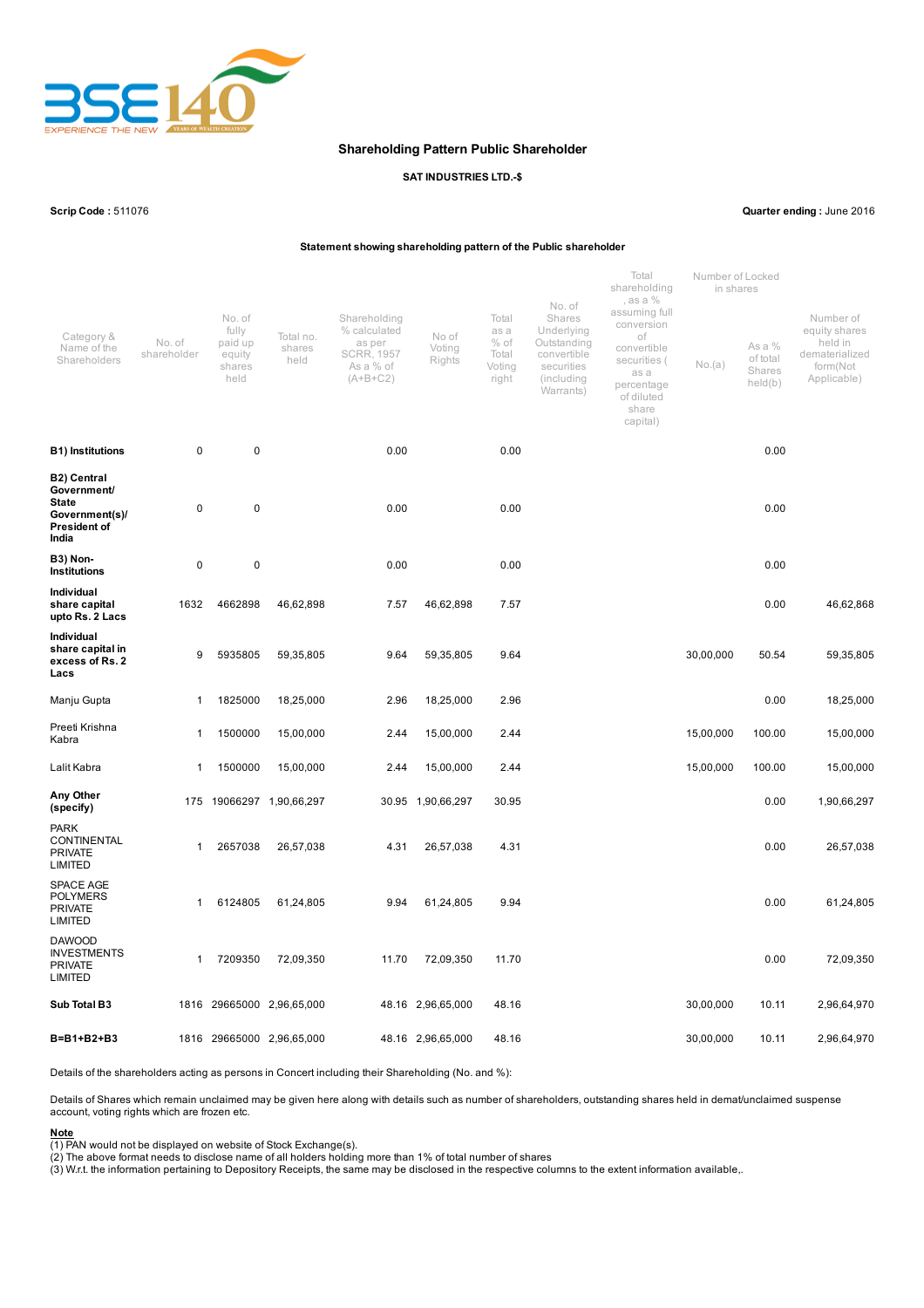## Shareholding Pattern Public Shareholder

**SAT INDUSTRIES LTD.-$**

**Scrip Code :** 511076 **Quarter ending :** June 2016

**Statement showing shareholding pattern of the Public shareholder**

| Category & Name of the Shareholders | No. of shareholder | No. of fully paid up equity shares held | Total no. shares held | Shareholding % calculated as per SCRR, 1957 As a % of (A+B+C2) | No of Voting Rights | Total as a % of Total Voting right | No. of Shares Underlying Outstanding convertible securities (including Warrants) | Total shareholding , as a % assuming full conversion of convertible securities ( as a percentage of diluted share capital) | Number of Locked in shares | | Number of equity shares held in dematerialized form(Not Applicable) |
|---|---|---|---|---|---|---|---|---|---|---|---|
| | | | | | | | | | No.(a) | As a % of total Shares held(b) | |
| **B1) Institutions** | 0 | 0 | | 0.00 | | 0.00 | | | | 0.00 | |
| **B2) Central Government/ State Government(s)/ President of India** | 0 | 0 | | 0.00 | | 0.00 | | | | 0.00 | |
| **B3) Non-Institutions** | 0 | 0 | | 0.00 | | 0.00 | | | | 0.00 | |
| **Individual share capital upto Rs. 2 Lacs** | 1632 | 4662898 | 46,62,898 | 7.57 | 46,62,898 | 7.57 | | | | 0.00 | 46,62,868 |
| **Individual share capital in excess of Rs. 2 Lacs** | 9 | 5935805 | 59,35,805 | 9.64 | 59,35,805 | 9.64 | | | 30,00,000 | 50.54 | 59,35,805 |
| Manju Gupta | 1 | 1825000 | 18,25,000 | 2.96 | 18,25,000 | 2.96 | | | | 0.00 | 18,25,000 |
| Preeti Krishna Kabra | 1 | 1500000 | 15,00,000 | 2.44 | 15,00,000 | 2.44 | | | 15,00,000 | 100.00 | 15,00,000 |
| Lalit Kabra | 1 | 1500000 | 15,00,000 | 2.44 | 15,00,000 | 2.44 | | | 15,00,000 | 100.00 | 15,00,000 |
| **Any Other (specify)** | 175 | 19066297 | 1,90,66,297 | 30.95 | 1,90,66,297 | 30.95 | | | | 0.00 | 1,90,66,297 |
| PARK CONTINENTAL PRIVATE LIMITED | 1 | 2657038 | 26,57,038 | 4.31 | 26,57,038 | 4.31 | | | | 0.00 | 26,57,038 |
| SPACE AGE POLYMERS PRIVATE LIMITED | 1 | 6124805 | 61,24,805 | 9.94 | 61,24,805 | 9.94 | | | | 0.00 | 61,24,805 |
| DAWOOD INVESTMENTS PRIVATE LIMITED | 1 | 7209350 | 72,09,350 | 11.70 | 72,09,350 | 11.70 | | | | 0.00 | 72,09,350 |
| **Sub Total B3** | 1816 | 29665000 | 2,96,65,000 | 48.16 | 2,96,65,000 | 48.16 | | | 30,00,000 | 10.11 | 2,96,64,970 |
| **B=B1+B2+B3** | 1816 | 29665000 | 2,96,65,000 | 48.16 | 2,96,65,000 | 48.16 | | | 30,00,000 | 10.11 | 2,96,64,970 |

Details of the shareholders acting as persons in Concert including their Shareholding (No. and %):

Details of Shares which remain unclaimed may be given here along with details such as number of shareholders, outstanding shares held in demat/unclaimed suspense account, voting rights which are frozen etc.

**Note**
(1) PAN would not be displayed on website of Stock Exchange(s).
(2) The above format needs to disclose name of all holders holding more than 1% of total number of shares
(3) W.r.t. the information pertaining to Depository Receipts, the same may be disclosed in the respective columns to the extent information available,.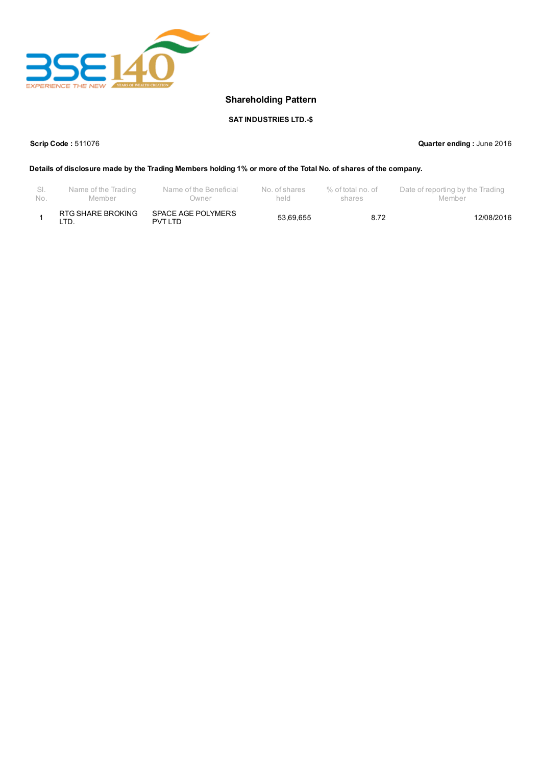# Shareholding Pattern

**SAT INDUSTRIES LTD.-$**

**Scrip Code :** 511076

**Quarter ending :** June 2016

**Details of disclosure made by the Trading Members holding 1% or more of the Total No. of shares of the company.**

| Sl. No. | Name of the Trading Member | Name of the Beneficial Owner | No. of shares held | % of total no. of shares | Date of reporting by the Trading Member |
|---|---|---|---|---|---|
| 1 | RTG SHARE BROKING LTD. | SPACE AGE POLYMERS PVT LTD | 53,69,655 | 8.72 | 12/08/2016 |